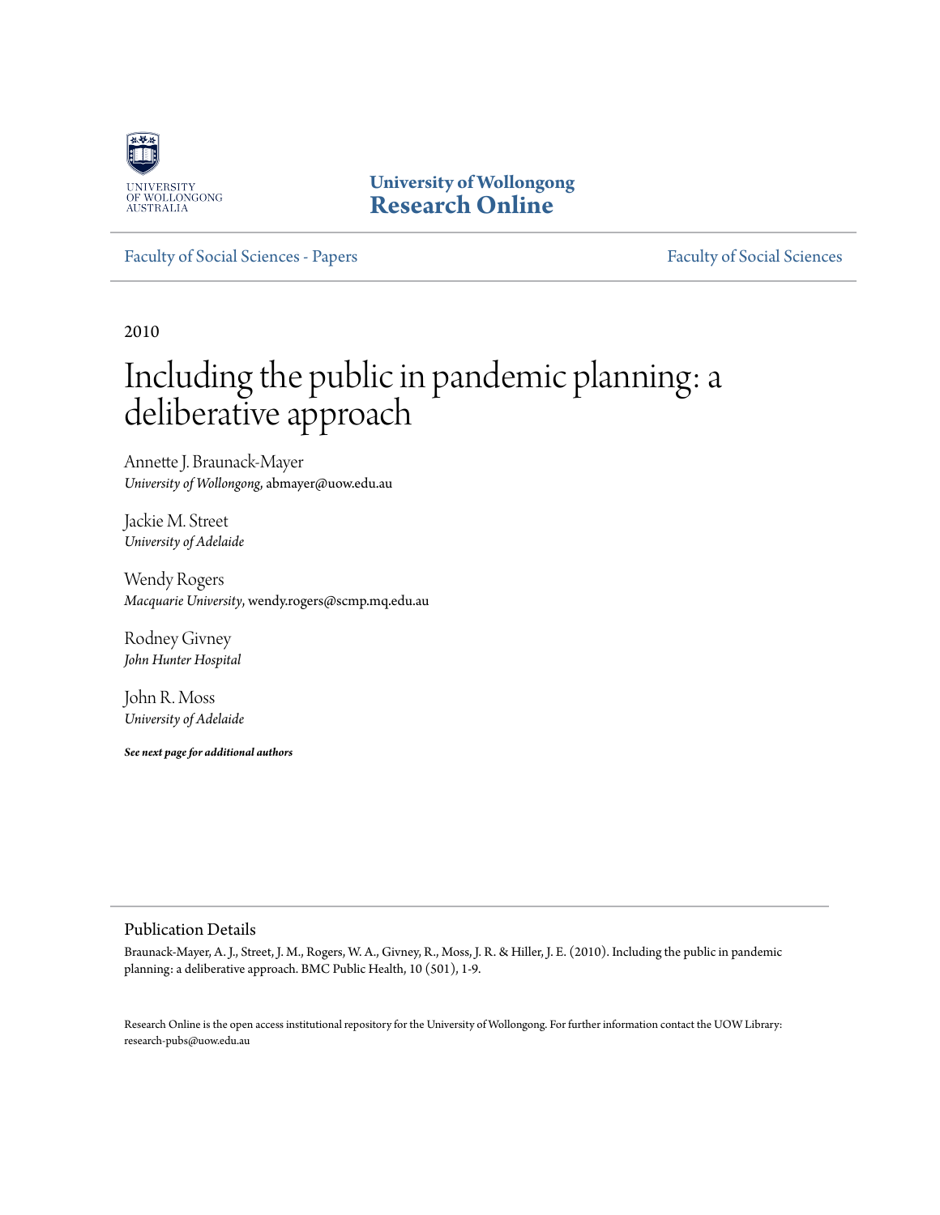University of Wollongong
Research Online

Faculty of Social Sciences - Papers | Faculty of Social Sciences

2010

# Including the public in pandemic planning: a deliberative approach

Annette J. Braunack-Mayer
*University of Wollongong*, abmayer@uow.edu.au

Jackie M. Street
*University of Adelaide*

Wendy Rogers
*Macquarie University*, wendy.rogers@scmp.mq.edu.au

Rodney Givney
*John Hunter Hospital*

John R. Moss
*University of Adelaide*

***See next page for additional authors***

## Publication Details

Braunack-Mayer, A. J., Street, J. M., Rogers, W. A., Givney, R., Moss, J. R. & Hiller, J. E. (2010). Including the public in pandemic planning: a deliberative approach. BMC Public Health, 10 (501), 1-9.

Research Online is the open access institutional repository for the University of Wollongong. For further information contact the UOW Library: research-pubs@uow.edu.au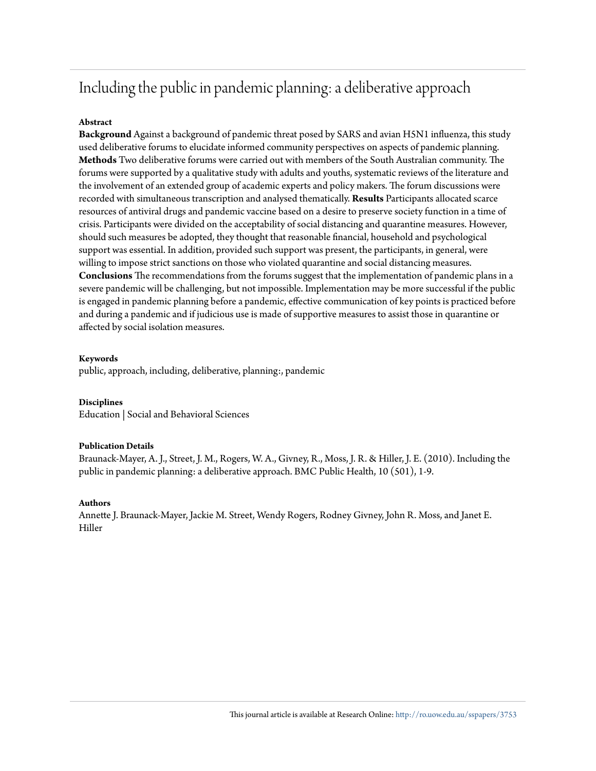# Including the public in pandemic planning: a deliberative approach

**Abstract**

**Background** Against a background of pandemic threat posed by SARS and avian H5N1 influenza, this study used deliberative forums to elucidate informed community perspectives on aspects of pandemic planning. **Methods** Two deliberative forums were carried out with members of the South Australian community. The forums were supported by a qualitative study with adults and youths, systematic reviews of the literature and the involvement of an extended group of academic experts and policy makers. The forum discussions were recorded with simultaneous transcription and analysed thematically. **Results** Participants allocated scarce resources of antiviral drugs and pandemic vaccine based on a desire to preserve society function in a time of crisis. Participants were divided on the acceptability of social distancing and quarantine measures. However, should such measures be adopted, they thought that reasonable financial, household and psychological support was essential. In addition, provided such support was present, the participants, in general, were willing to impose strict sanctions on those who violated quarantine and social distancing measures. **Conclusions** The recommendations from the forums suggest that the implementation of pandemic plans in a severe pandemic will be challenging, but not impossible. Implementation may be more successful if the public is engaged in pandemic planning before a pandemic, effective communication of key points is practiced before and during a pandemic and if judicious use is made of supportive measures to assist those in quarantine or affected by social isolation measures.

**Keywords**

public, approach, including, deliberative, planning:, pandemic

**Disciplines**

Education | Social and Behavioral Sciences

**Publication Details**

Braunack-Mayer, A. J., Street, J. M., Rogers, W. A., Givney, R., Moss, J. R. & Hiller, J. E. (2010). Including the public in pandemic planning: a deliberative approach. BMC Public Health, 10 (501), 1-9.

**Authors**

Annette J. Braunack-Mayer, Jackie M. Street, Wendy Rogers, Rodney Givney, John R. Moss, and Janet E. Hiller

This journal article is available at Research Online: http://ro.uow.edu.au/sspapers/3753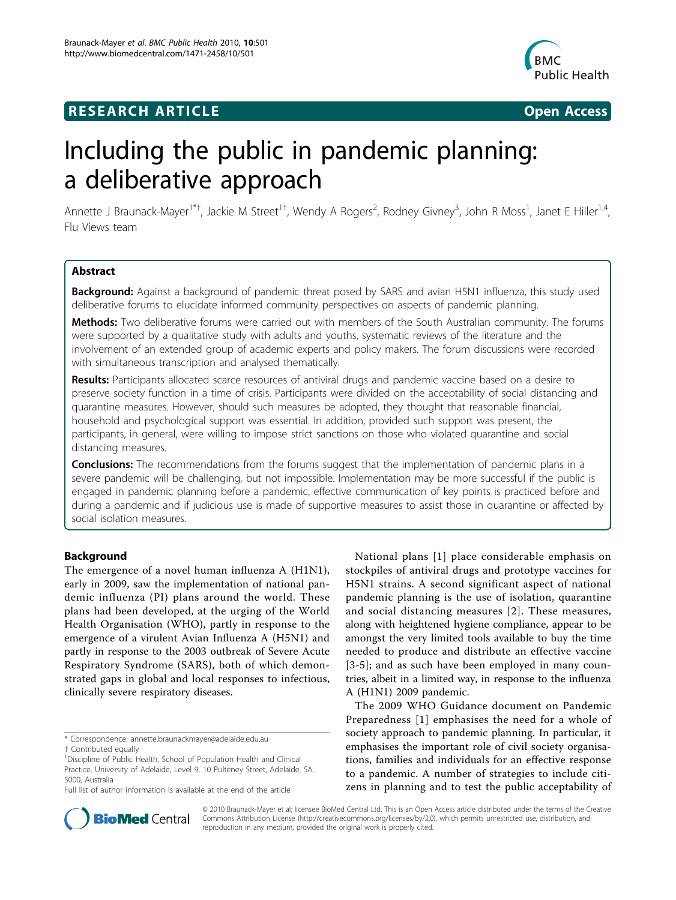# Including the public in pandemic planning: a deliberative approach

Annette J Braunack-Mayer[1*†], Jackie M Street[1†], Wendy A Rogers[2], Rodney Givney[3], John R Moss[1], Janet E Hiller[1,4], Flu Views team

## Abstract

**Background:** Against a background of pandemic threat posed by SARS and avian H5N1 influenza, this study used deliberative forums to elucidate informed community perspectives on aspects of pandemic planning.

**Methods:** Two deliberative forums were carried out with members of the South Australian community. The forums were supported by a qualitative study with adults and youths, systematic reviews of the literature and the involvement of an extended group of academic experts and policy makers. The forum discussions were recorded with simultaneous transcription and analysed thematically.

**Results:** Participants allocated scarce resources of antiviral drugs and pandemic vaccine based on a desire to preserve society function in a time of crisis. Participants were divided on the acceptability of social distancing and quarantine measures. However, should such measures be adopted, they thought that reasonable financial, household and psychological support was essential. In addition, provided such support was present, the participants, in general, were willing to impose strict sanctions on those who violated quarantine and social distancing measures.

**Conclusions:** The recommendations from the forums suggest that the implementation of pandemic plans in a severe pandemic will be challenging, but not impossible. Implementation may be more successful if the public is engaged in pandemic planning before a pandemic, effective communication of key points is practiced before and during a pandemic and if judicious use is made of supportive measures to assist those in quarantine or affected by social isolation measures.

## Background

The emergence of a novel human influenza A (H1N1), early in 2009, saw the implementation of national pandemic influenza (PI) plans around the world. These plans had been developed, at the urging of the World Health Organisation (WHO), partly in response to the emergence of a virulent Avian Influenza A (H5N1) and partly in response to the 2003 outbreak of Severe Acute Respiratory Syndrome (SARS), both of which demonstrated gaps in global and local responses to infectious, clinically severe respiratory diseases.

National plans [1] place considerable emphasis on stockpiles of antiviral drugs and prototype vaccines for H5N1 strains. A second significant aspect of national pandemic planning is the use of isolation, quarantine and social distancing measures [2]. These measures, along with heightened hygiene compliance, appear to be amongst the very limited tools available to buy the time needed to produce and distribute an effective vaccine [3-5]; and as such have been employed in many countries, albeit in a limited way, in response to the influenza A (H1N1) 2009 pandemic.

The 2009 WHO Guidance document on Pandemic Preparedness [1] emphasises the need for a whole of society approach to pandemic planning. In particular, it emphasises the important role of civil society organisations, families and individuals for an effective response to a pandemic. A number of strategies to include citizens in planning and to test the public acceptability of

\* Correspondence: annette.braunackmayer@adelaide.edu.au

† Contributed equally

[1]Discipline of Public Health, School of Population Health and Clinical Practice, University of Adelaide, Level 9, 10 Pulteney Street, Adelaide, SA, 5000, Australia

Full list of author information is available at the end of the article

© 2010 Braunack-Mayer et al; licensee BioMed Central Ltd. This is an Open Access article distributed under the terms of the Creative Commons Attribution License (http://creativecommons.org/licenses/by/2.0), which permits unrestricted use, distribution, and reproduction in any medium, provided the original work is properly cited.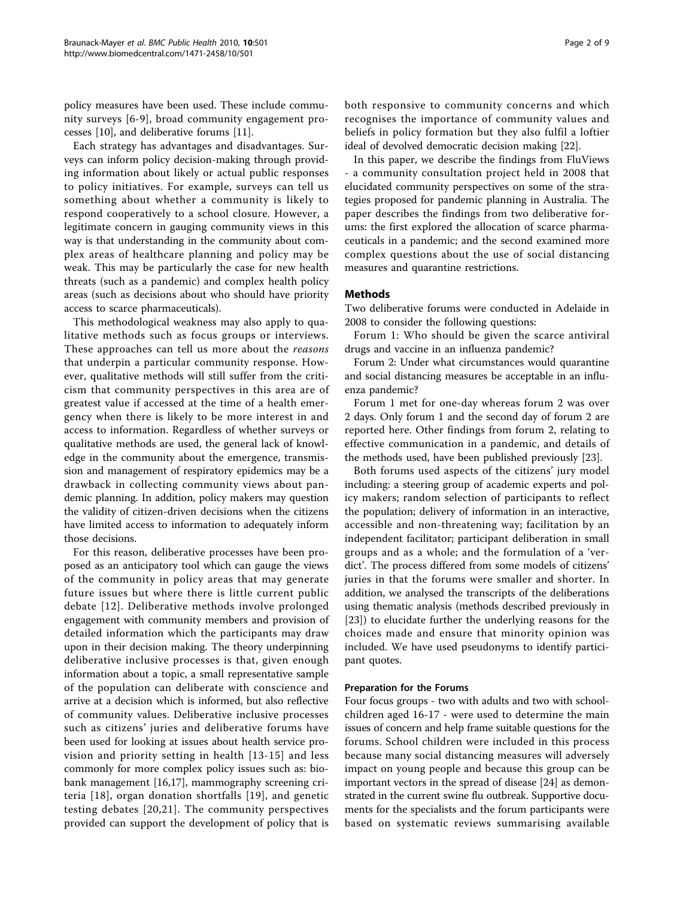policy measures have been used. These include community surveys [6-9], broad community engagement processes [10], and deliberative forums [11].

Each strategy has advantages and disadvantages. Surveys can inform policy decision-making through providing information about likely or actual public responses to policy initiatives. For example, surveys can tell us something about whether a community is likely to respond cooperatively to a school closure. However, a legitimate concern in gauging community views in this way is that understanding in the community about complex areas of healthcare planning and policy may be weak. This may be particularly the case for new health threats (such as a pandemic) and complex health policy areas (such as decisions about who should have priority access to scarce pharmaceuticals).

This methodological weakness may also apply to qualitative methods such as focus groups or interviews. These approaches can tell us more about the *reasons* that underpin a particular community response. However, qualitative methods will still suffer from the criticism that community perspectives in this area are of greatest value if accessed at the time of a health emergency when there is likely to be more interest in and access to information. Regardless of whether surveys or qualitative methods are used, the general lack of knowledge in the community about the emergence, transmission and management of respiratory epidemics may be a drawback in collecting community views about pandemic planning. In addition, policy makers may question the validity of citizen-driven decisions when the citizens have limited access to information to adequately inform those decisions.

For this reason, deliberative processes have been proposed as an anticipatory tool which can gauge the views of the community in policy areas that may generate future issues but where there is little current public debate [12]. Deliberative methods involve prolonged engagement with community members and provision of detailed information which the participants may draw upon in their decision making. The theory underpinning deliberative inclusive processes is that, given enough information about a topic, a small representative sample of the population can deliberate with conscience and arrive at a decision which is informed, but also reflective of community values. Deliberative inclusive processes such as citizens' juries and deliberative forums have been used for looking at issues about health service provision and priority setting in health [13-15] and less commonly for more complex policy issues such as: biobank management [16,17], mammography screening criteria [18], organ donation shortfalls [19], and genetic testing debates [20,21]. The community perspectives provided can support the development of policy that is both responsive to community concerns and which recognises the importance of community values and beliefs in policy formation but they also fulfil a loftier ideal of devolved democratic decision making [22].

In this paper, we describe the findings from FluViews - a community consultation project held in 2008 that elucidated community perspectives on some of the strategies proposed for pandemic planning in Australia. The paper describes the findings from two deliberative forums: the first explored the allocation of scarce pharmaceuticals in a pandemic; and the second examined more complex questions about the use of social distancing measures and quarantine restrictions.

## Methods

Two deliberative forums were conducted in Adelaide in 2008 to consider the following questions:

Forum 1: Who should be given the scarce antiviral drugs and vaccine in an influenza pandemic?

Forum 2: Under what circumstances would quarantine and social distancing measures be acceptable in an influenza pandemic?

Forum 1 met for one-day whereas forum 2 was over 2 days. Only forum 1 and the second day of forum 2 are reported here. Other findings from forum 2, relating to effective communication in a pandemic, and details of the methods used, have been published previously [23].

Both forums used aspects of the citizens' jury model including: a steering group of academic experts and policy makers; random selection of participants to reflect the population; delivery of information in an interactive, accessible and non-threatening way; facilitation by an independent facilitator; participant deliberation in small groups and as a whole; and the formulation of a 'verdict'. The process differed from some models of citizens' juries in that the forums were smaller and shorter. In addition, we analysed the transcripts of the deliberations using thematic analysis (methods described previously in [23]) to elucidate further the underlying reasons for the choices made and ensure that minority opinion was included. We have used pseudonyms to identify participant quotes.

### Preparation for the Forums

Four focus groups - two with adults and two with schoolchildren aged 16-17 - were used to determine the main issues of concern and help frame suitable questions for the forums. School children were included in this process because many social distancing measures will adversely impact on young people and because this group can be important vectors in the spread of disease [24] as demonstrated in the current swine flu outbreak. Supportive documents for the specialists and the forum participants were based on systematic reviews summarising available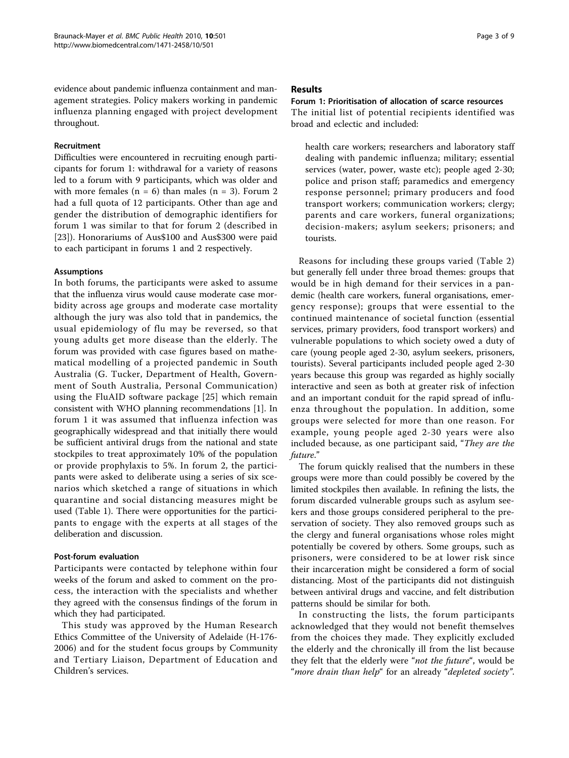evidence about pandemic influenza containment and management strategies. Policy makers working in pandemic influenza planning engaged with project development throughout.

#### Recruitment

Difficulties were encountered in recruiting enough participants for forum 1: withdrawal for a variety of reasons led to a forum with 9 participants, which was older and with more females (n = 6) than males (n = 3). Forum 2 had a full quota of 12 participants. Other than age and gender the distribution of demographic identifiers for forum 1 was similar to that for forum 2 (described in [23]). Honorariums of Aus$100 and Aus$300 were paid to each participant in forums 1 and 2 respectively.

#### Assumptions

In both forums, the participants were asked to assume that the influenza virus would cause moderate case morbidity across age groups and moderate case mortality although the jury was also told that in pandemics, the usual epidemiology of flu may be reversed, so that young adults get more disease than the elderly. The forum was provided with case figures based on mathematical modelling of a projected pandemic in South Australia (G. Tucker, Department of Health, Government of South Australia, Personal Communication) using the FluAID software package [25] which remain consistent with WHO planning recommendations [1]. In forum 1 it was assumed that influenza infection was geographically widespread and that initially there would be sufficient antiviral drugs from the national and state stockpiles to treat approximately 10% of the population or provide prophylaxis to 5%. In forum 2, the participants were asked to deliberate using a series of six scenarios which sketched a range of situations in which quarantine and social distancing measures might be used (Table 1). There were opportunities for the participants to engage with the experts at all stages of the deliberation and discussion.

#### Post-forum evaluation

Participants were contacted by telephone within four weeks of the forum and asked to comment on the process, the interaction with the specialists and whether they agreed with the consensus findings of the forum in which they had participated.

This study was approved by the Human Research Ethics Committee of the University of Adelaide (H-176-2006) and for the student focus groups by Community and Tertiary Liaison, Department of Education and Children's services.

## Results

### Forum 1: Prioritisation of allocation of scarce resources

The initial list of potential recipients identified was broad and eclectic and included:

> health care workers; researchers and laboratory staff dealing with pandemic influenza; military; essential services (water, power, waste etc); people aged 2-30; police and prison staff; paramedics and emergency response personnel; primary producers and food transport workers; communication workers; clergy; parents and care workers, funeral organizations; decision-makers; asylum seekers; prisoners; and tourists.

Reasons for including these groups varied (Table 2) but generally fell under three broad themes: groups that would be in high demand for their services in a pandemic (health care workers, funeral organisations, emergency response); groups that were essential to the continued maintenance of societal function (essential services, primary providers, food transport workers) and vulnerable populations to which society owed a duty of care (young people aged 2-30, asylum seekers, prisoners, tourists). Several participants included people aged 2-30 years because this group was regarded as highly socially interactive and seen as both at greater risk of infection and an important conduit for the rapid spread of influenza throughout the population. In addition, some groups were selected for more than one reason. For example, young people aged 2-30 years were also included because, as one participant said, "*They are the future.*"

The forum quickly realised that the numbers in these groups were more than could possibly be covered by the limited stockpiles then available. In refining the lists, the forum discarded vulnerable groups such as asylum seekers and those groups considered peripheral to the preservation of society. They also removed groups such as the clergy and funeral organisations whose roles might potentially be covered by others. Some groups, such as prisoners, were considered to be at lower risk since their incarceration might be considered a form of social distancing. Most of the participants did not distinguish between antiviral drugs and vaccine, and felt distribution patterns should be similar for both.

In constructing the lists, the forum participants acknowledged that they would not benefit themselves from the choices they made. They explicitly excluded the elderly and the chronically ill from the list because they felt that the elderly were "*not the future*", would be "*more drain than help*" for an already "*depleted society*".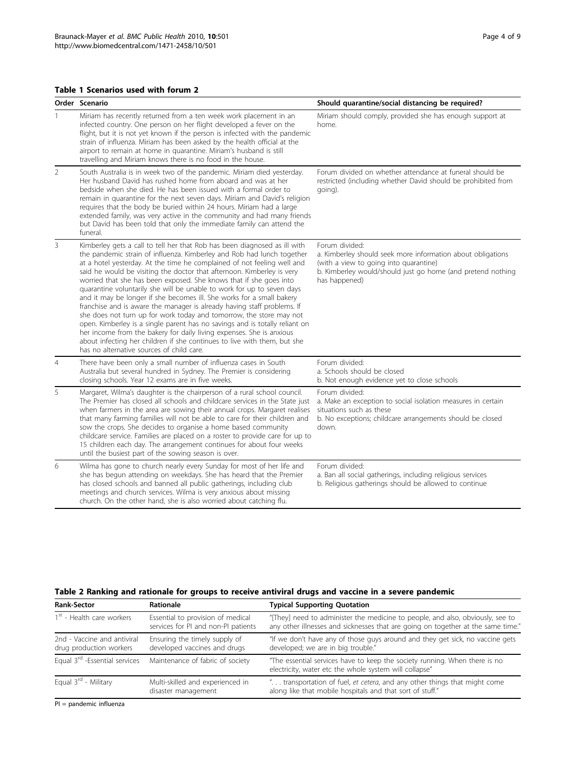**Table 1 Scenarios used with forum 2**

| Order | Scenario | Should quarantine/social distancing be required? |
|---|---|---|
| 1 | Miriam has recently returned from a ten week work placement in an infected country. One person on her flight developed a fever on the flight, but it is not yet known if the person is infected with the pandemic strain of influenza. Miriam has been asked by the health official at the airport to remain at home in quarantine. Miriam's husband is still travelling and Miriam knows there is no food in the house. | Miriam should comply, provided she has enough support at home. |
| 2 | South Australia is in week two of the pandemic. Miriam died yesterday. Her husband David has rushed home from aboard and was at her bedside when she died. He has been issued with a formal order to remain in quarantine for the next seven days. Miriam and David's religion requires that the body be buried within 24 hours. Miriam had a large extended family, was very active in the community and had many friends but David has been told that only the immediate family can attend the funeral. | Forum divided on whether attendance at funeral should be restricted (including whether David should be prohibited from going). |
| 3 | Kimberley gets a call to tell her that Rob has been diagnosed as ill with the pandemic strain of influenza. Kimberley and Rob had lunch together at a hotel yesterday. At the time he complained of not feeling well and said he would be visiting the doctor that afternoon. Kimberley is very worried that she has been exposed. She knows that if she goes into quarantine voluntarily she will be unable to work for up to seven days and it may be longer if she becomes ill. She works for a small bakery franchise and is aware the manager is already having staff problems. If she does not turn up for work today and tomorrow, the store may not open. Kimberley is a single parent has no savings and is totally reliant on her income from the bakery for daily living expenses. She is anxious about infecting her children if she continues to live with them, but she has no alternative sources of child care. | Forum divided:<br>a. Kimberley should seek more information about obligations (with a view to going into quarantine)<br>b. Kimberley would/should just go home (and pretend nothing has happened) |
| 4 | There have been only a small number of influenza cases in South Australia but several hundred in Sydney. The Premier is considering closing schools. Year 12 exams are in five weeks. | Forum divided:<br>a. Schools should be closed<br>b. Not enough evidence yet to close schools |
| 5 | Margaret, Wilma's daughter is the chairperson of a rural school council. The Premier has closed all schools and childcare services in the State just when farmers in the area are sowing their annual crops. Margaret realises that many farming families will not be able to care for their children and sow the crops. She decides to organise a home based community childcare service. Families are placed on a roster to provide care for up to 15 children each day. The arrangement continues for about four weeks until the busiest part of the sowing season is over. | Forum divided:<br>a. Make an exception to social isolation measures in certain situations such as these<br>b. No exceptions; childcare arrangements should be closed down. |
| 6 | Wilma has gone to church nearly every Sunday for most of her life and she has begun attending on weekdays. She has heard that the Premier has closed schools and banned all public gatherings, including club meetings and church services. Wilma is very anxious about missing church. On the other hand, she is also worried about catching flu. | Forum divided:<br>a. Ban all social gatherings, including religious services<br>b. Religious gatherings should be allowed to continue |

**Table 2 Ranking and rationale for groups to receive antiviral drugs and vaccine in a severe pandemic**

| Rank-Sector | Rationale | Typical Supporting Quotation |
|---|---|---|
| 1st - Health care workers | Essential to provision of medical services for PI and non-PI patients | "[They] need to administer the medicine to people, and also, obviously, see to any other illnesses and sicknesses that are going on together at the same time." |
| 2nd - Vaccine and antiviral drug production workers | Ensuring the timely supply of developed vaccines and drugs | "If we don't have any of those guys around and they get sick, no vaccine gets developed; we are in big trouble." |
| Equal 3rd -Essential services | Maintenance of fabric of society | "The essential services have to keep the society running. When there is no electricity, water etc the whole system will collapse" |
| Equal 3rd - Military | Multi-skilled and experienced in disaster management | ". . . transportation of fuel, *et cetera*, and any other things that might come along like that mobile hospitals and that sort of stuff." |

PI = pandemic influenza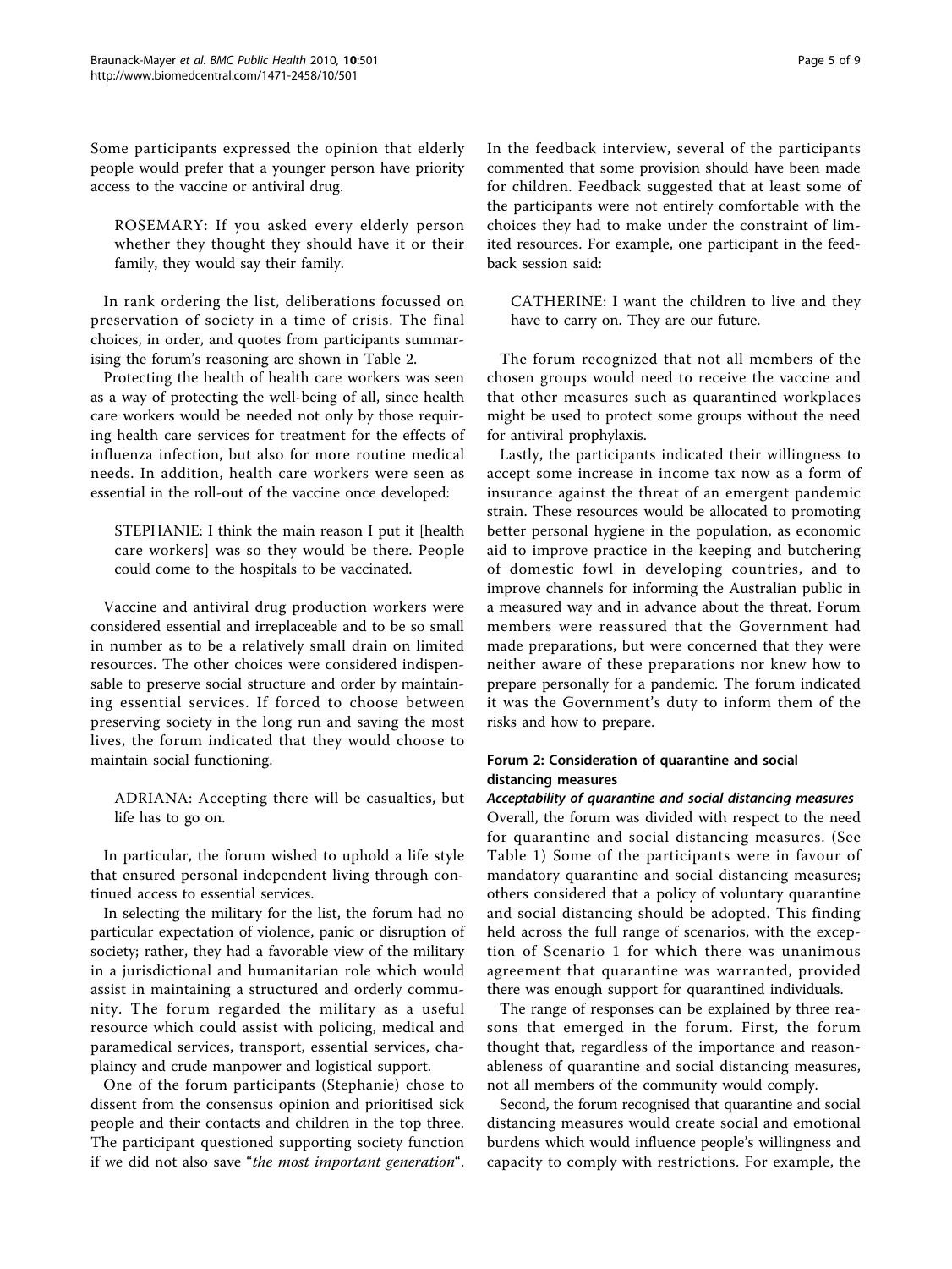Some participants expressed the opinion that elderly people would prefer that a younger person have priority access to the vaccine or antiviral drug.

> ROSEMARY: If you asked every elderly person whether they thought they should have it or their family, they would say their family.

In rank ordering the list, deliberations focussed on preservation of society in a time of crisis. The final choices, in order, and quotes from participants summarising the forum's reasoning are shown in Table 2.

Protecting the health of health care workers was seen as a way of protecting the well-being of all, since health care workers would be needed not only by those requiring health care services for treatment for the effects of influenza infection, but also for more routine medical needs. In addition, health care workers were seen as essential in the roll-out of the vaccine once developed:

> STEPHANIE: I think the main reason I put it [health care workers] was so they would be there. People could come to the hospitals to be vaccinated.

Vaccine and antiviral drug production workers were considered essential and irreplaceable and to be so small in number as to be a relatively small drain on limited resources. The other choices were considered indispensable to preserve social structure and order by maintaining essential services. If forced to choose between preserving society in the long run and saving the most lives, the forum indicated that they would choose to maintain social functioning.

> ADRIANA: Accepting there will be casualties, but life has to go on.

In particular, the forum wished to uphold a life style that ensured personal independent living through continued access to essential services.

In selecting the military for the list, the forum had no particular expectation of violence, panic or disruption of society; rather, they had a favorable view of the military in a jurisdictional and humanitarian role which would assist in maintaining a structured and orderly community. The forum regarded the military as a useful resource which could assist with policing, medical and paramedical services, transport, essential services, chaplaincy and crude manpower and logistical support.

One of the forum participants (Stephanie) chose to dissent from the consensus opinion and prioritised sick people and their contacts and children in the top three. The participant questioned supporting society function if we did not also save "*the most important generation*". In the feedback interview, several of the participants commented that some provision should have been made for children. Feedback suggested that at least some of the participants were not entirely comfortable with the choices they had to make under the constraint of limited resources. For example, one participant in the feedback session said:

> CATHERINE: I want the children to live and they have to carry on. They are our future.

The forum recognized that not all members of the chosen groups would need to receive the vaccine and that other measures such as quarantined workplaces might be used to protect some groups without the need for antiviral prophylaxis.

Lastly, the participants indicated their willingness to accept some increase in income tax now as a form of insurance against the threat of an emergent pandemic strain. These resources would be allocated to promoting better personal hygiene in the population, as economic aid to improve practice in the keeping and butchering of domestic fowl in developing countries, and to improve channels for informing the Australian public in a measured way and in advance about the threat. Forum members were reassured that the Government had made preparations, but were concerned that they were neither aware of these preparations nor knew how to prepare personally for a pandemic. The forum indicated it was the Government's duty to inform them of the risks and how to prepare.

### Forum 2: Consideration of quarantine and social distancing measures

#### *Acceptability of quarantine and social distancing measures*

Overall, the forum was divided with respect to the need for quarantine and social distancing measures. (See Table 1) Some of the participants were in favour of mandatory quarantine and social distancing measures; others considered that a policy of voluntary quarantine and social distancing should be adopted. This finding held across the full range of scenarios, with the exception of Scenario 1 for which there was unanimous agreement that quarantine was warranted, provided there was enough support for quarantined individuals.

The range of responses can be explained by three reasons that emerged in the forum. First, the forum thought that, regardless of the importance and reasonableness of quarantine and social distancing measures, not all members of the community would comply.

Second, the forum recognised that quarantine and social distancing measures would create social and emotional burdens which would influence people's willingness and capacity to comply with restrictions. For example, the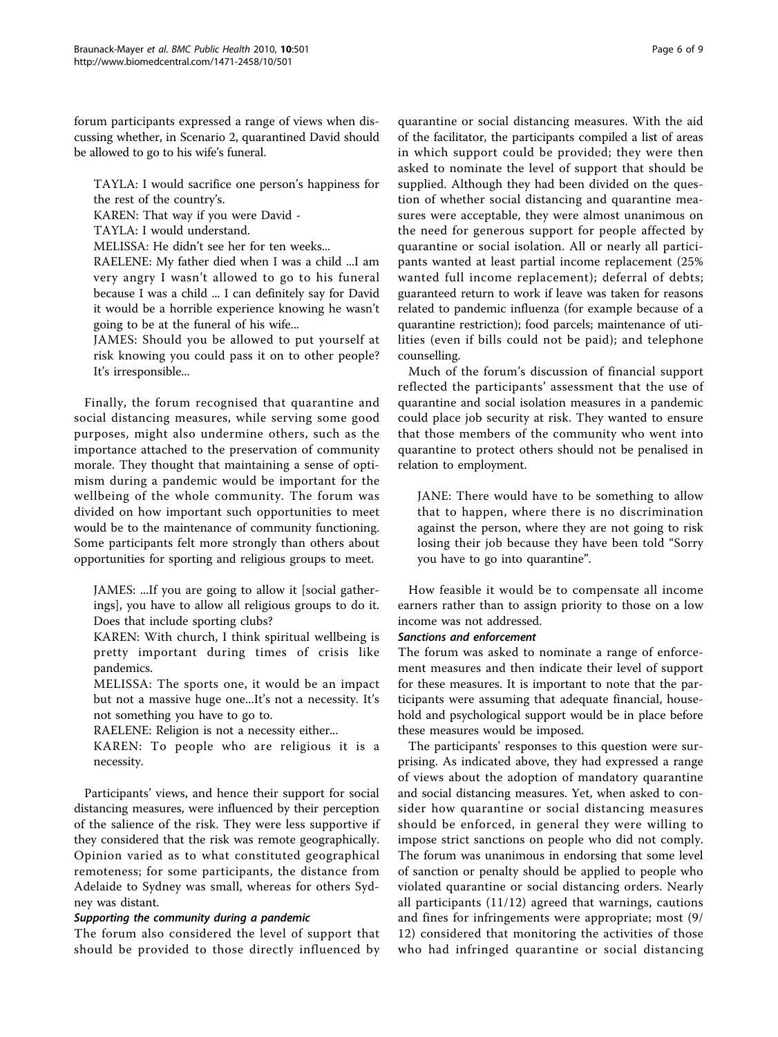forum participants expressed a range of views when discussing whether, in Scenario 2, quarantined David should be allowed to go to his wife's funeral.

> TAYLA: I would sacrifice one person's happiness for the rest of the country's.
> KAREN: That way if you were David -
> TAYLA: I would understand.
> MELISSA: He didn't see her for ten weeks...
> RAELENE: My father died when I was a child ...I am very angry I wasn't allowed to go to his funeral because I was a child ... I can definitely say for David it would be a horrible experience knowing he wasn't going to be at the funeral of his wife...
> JAMES: Should you be allowed to put yourself at risk knowing you could pass it on to other people? It's irresponsible...

Finally, the forum recognised that quarantine and social distancing measures, while serving some good purposes, might also undermine others, such as the importance attached to the preservation of community morale. They thought that maintaining a sense of optimism during a pandemic would be important for the wellbeing of the whole community. The forum was divided on how important such opportunities to meet would be to the maintenance of community functioning. Some participants felt more strongly than others about opportunities for sporting and religious groups to meet.

> JAMES: ...If you are going to allow it [social gatherings], you have to allow all religious groups to do it. Does that include sporting clubs?
> KAREN: With church, I think spiritual wellbeing is pretty important during times of crisis like pandemics.
> MELISSA: The sports one, it would be an impact but not a massive huge one...It's not a necessity. It's not something you have to go to.
> RAELENE: Religion is not a necessity either...
> KAREN: To people who are religious it is a necessity.

Participants' views, and hence their support for social distancing measures, were influenced by their perception of the salience of the risk. They were less supportive if they considered that the risk was remote geographically. Opinion varied as to what constituted geographical remoteness; for some participants, the distance from Adelaide to Sydney was small, whereas for others Sydney was distant.

#### *Supporting the community during a pandemic*

The forum also considered the level of support that should be provided to those directly influenced by quarantine or social distancing measures. With the aid of the facilitator, the participants compiled a list of areas in which support could be provided; they were then asked to nominate the level of support that should be supplied. Although they had been divided on the question of whether social distancing and quarantine measures were acceptable, they were almost unanimous on the need for generous support for people affected by quarantine or social isolation. All or nearly all participants wanted at least partial income replacement (25% wanted full income replacement); deferral of debts; guaranteed return to work if leave was taken for reasons related to pandemic influenza (for example because of a quarantine restriction); food parcels; maintenance of utilities (even if bills could not be paid); and telephone counselling.

Much of the forum's discussion of financial support reflected the participants' assessment that the use of quarantine and social isolation measures in a pandemic could place job security at risk. They wanted to ensure that those members of the community who went into quarantine to protect others should not be penalised in relation to employment.

> JANE: There would have to be something to allow that to happen, where there is no discrimination against the person, where they are not going to risk losing their job because they have been told "Sorry you have to go into quarantine".

How feasible it would be to compensate all income earners rather than to assign priority to those on a low income was not addressed.

#### *Sanctions and enforcement*

The forum was asked to nominate a range of enforcement measures and then indicate their level of support for these measures. It is important to note that the participants were assuming that adequate financial, household and psychological support would be in place before these measures would be imposed.

The participants' responses to this question were surprising. As indicated above, they had expressed a range of views about the adoption of mandatory quarantine and social distancing measures. Yet, when asked to consider how quarantine or social distancing measures should be enforced, in general they were willing to impose strict sanctions on people who did not comply. The forum was unanimous in endorsing that some level of sanction or penalty should be applied to people who violated quarantine or social distancing orders. Nearly all participants (11/12) agreed that warnings, cautions and fines for infringements were appropriate; most (9/12) considered that monitoring the activities of those who had infringed quarantine or social distancing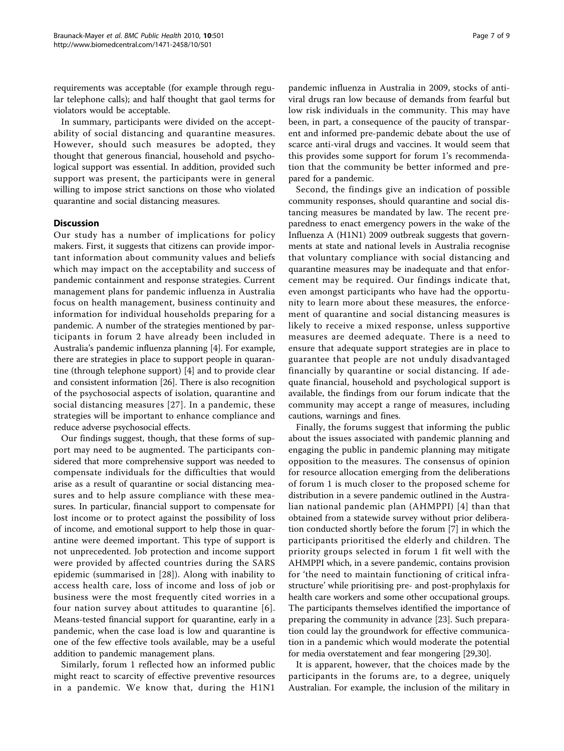requirements was acceptable (for example through regular telephone calls); and half thought that gaol terms for violators would be acceptable.

In summary, participants were divided on the acceptability of social distancing and quarantine measures. However, should such measures be adopted, they thought that generous financial, household and psychological support was essential. In addition, provided such support was present, the participants were in general willing to impose strict sanctions on those who violated quarantine and social distancing measures.

## Discussion

Our study has a number of implications for policy makers. First, it suggests that citizens can provide important information about community values and beliefs which may impact on the acceptability and success of pandemic containment and response strategies. Current management plans for pandemic influenza in Australia focus on health management, business continuity and information for individual households preparing for a pandemic. A number of the strategies mentioned by participants in forum 2 have already been included in Australia's pandemic influenza planning [4]. For example, there are strategies in place to support people in quarantine (through telephone support) [4] and to provide clear and consistent information [26]. There is also recognition of the psychosocial aspects of isolation, quarantine and social distancing measures [27]. In a pandemic, these strategies will be important to enhance compliance and reduce adverse psychosocial effects.

Our findings suggest, though, that these forms of support may need to be augmented. The participants considered that more comprehensive support was needed to compensate individuals for the difficulties that would arise as a result of quarantine or social distancing measures and to help assure compliance with these measures. In particular, financial support to compensate for lost income or to protect against the possibility of loss of income, and emotional support to help those in quarantine were deemed important. This type of support is not unprecedented. Job protection and income support were provided by affected countries during the SARS epidemic (summarised in [28]). Along with inability to access health care, loss of income and loss of job or business were the most frequently cited worries in a four nation survey about attitudes to quarantine [6]. Means-tested financial support for quarantine, early in a pandemic, when the case load is low and quarantine is one of the few effective tools available, may be a useful addition to pandemic management plans.

Similarly, forum 1 reflected how an informed public might react to scarcity of effective preventive resources in a pandemic. We know that, during the H1N1 pandemic influenza in Australia in 2009, stocks of anti-viral drugs ran low because of demands from fearful but low risk individuals in the community. This may have been, in part, a consequence of the paucity of transparent and informed pre-pandemic debate about the use of scarce anti-viral drugs and vaccines. It would seem that this provides some support for forum 1's recommendation that the community be better informed and prepared for a pandemic.

Second, the findings give an indication of possible community responses, should quarantine and social distancing measures be mandated by law. The recent preparedness to enact emergency powers in the wake of the Influenza A (H1N1) 2009 outbreak suggests that governments at state and national levels in Australia recognise that voluntary compliance with social distancing and quarantine measures may be inadequate and that enforcement may be required. Our findings indicate that, even amongst participants who have had the opportunity to learn more about these measures, the enforcement of quarantine and social distancing measures is likely to receive a mixed response, unless supportive measures are deemed adequate. There is a need to ensure that adequate support strategies are in place to guarantee that people are not unduly disadvantaged financially by quarantine or social distancing. If adequate financial, household and psychological support is available, the findings from our forum indicate that the community may accept a range of measures, including cautions, warnings and fines.

Finally, the forums suggest that informing the public about the issues associated with pandemic planning and engaging the public in pandemic planning may mitigate opposition to the measures. The consensus of opinion for resource allocation emerging from the deliberations of forum 1 is much closer to the proposed scheme for distribution in a severe pandemic outlined in the Australian national pandemic plan (AHMPPI) [4] than that obtained from a statewide survey without prior deliberation conducted shortly before the forum [7] in which the participants prioritised the elderly and children. The priority groups selected in forum 1 fit well with the AHMPPI which, in a severe pandemic, contains provision for 'the need to maintain functioning of critical infrastructure' while prioritising pre- and post-prophylaxis for health care workers and some other occupational groups. The participants themselves identified the importance of preparing the community in advance [23]. Such preparation could lay the groundwork for effective communication in a pandemic which would moderate the potential for media overstatement and fear mongering [29,30].

It is apparent, however, that the choices made by the participants in the forums are, to a degree, uniquely Australian. For example, the inclusion of the military in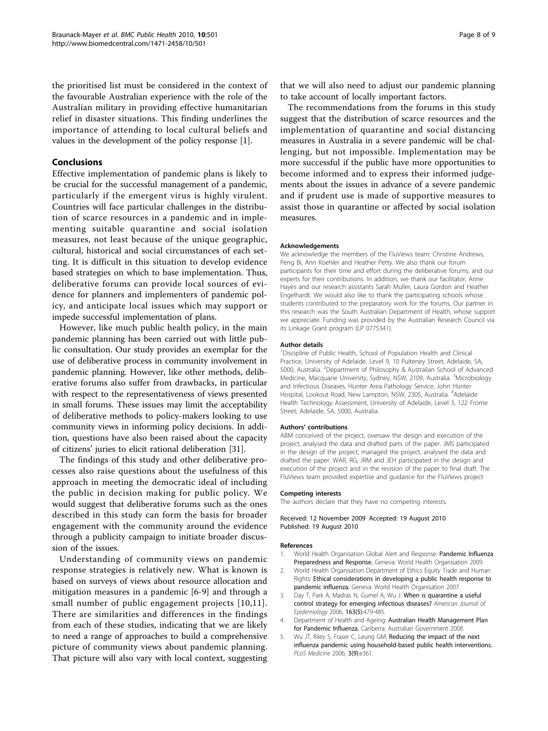the prioritised list must be considered in the context of the favourable Australian experience with the role of the Australian military in providing effective humanitarian relief in disaster situations. This finding underlines the importance of attending to local cultural beliefs and values in the development of the policy response [1].

## Conclusions

Effective implementation of pandemic plans is likely to be crucial for the successful management of a pandemic, particularly if the emergent virus is highly virulent. Countries will face particular challenges in the distribution of scarce resources in a pandemic and in implementing suitable quarantine and social isolation measures, not least because of the unique geographic, cultural, historical and social circumstances of each setting. It is difficult in this situation to develop evidence based strategies on which to base implementation. Thus, deliberative forums can provide local sources of evidence for planners and implementers of pandemic policy, and anticipate local issues which may support or impede successful implementation of plans.

However, like much public health policy, in the main pandemic planning has been carried out with little public consultation. Our study provides an exemplar for the use of deliberative process in community involvement in pandemic planning. However, like other methods, deliberative forums also suffer from drawbacks, in particular with respect to the representativeness of views presented in small forums. These issues may limit the acceptability of deliberative methods to policy-makers looking to use community views in informing policy decisions. In addition, questions have also been raised about the capacity of citizens' juries to elicit rational deliberation [31].

The findings of this study and other deliberative processes also raise questions about the usefulness of this approach in meeting the democratic ideal of including the public in decision making for public policy. We would suggest that deliberative forums such as the ones described in this study can form the basis for broader engagement with the community around the evidence through a publicity campaign to initiate broader discussion of the issues.

Understanding of community views on pandemic response strategies is relatively new. What is known is based on surveys of views about resource allocation and mitigation measures in a pandemic [6-9] and through a small number of public engagement projects [10,11]. There are similarities and differences in the findings from each of these studies, indicating that we are likely to need a range of approaches to build a comprehensive picture of community views about pandemic planning. That picture will also vary with local context, suggesting that we will also need to adjust our pandemic planning to take account of locally important factors.

The recommendations from the forums in this study suggest that the distribution of scarce resources and the implementation of quarantine and social distancing measures in Australia in a severe pandemic will be challenging, but not impossible. Implementation may be more successful if the public have more opportunities to become informed and to express their informed judgements about the issues in advance of a severe pandemic and if prudent use is made of supportive measures to assist those in quarantine or affected by social isolation measures.

#### Acknowledgements

We acknowledge the members of the FluViews team: Christine Andrews, Peng Bi, Ann Koehler and Heather Petty. We also thank our forum participants for their time and effort during the deliberative forums, and our experts for their contributions. In addition, we thank our facilitator, Anne Hayes and our research assistants Sarah Muller, Laura Gordon and Heather Engelhardt. We would also like to thank the participating schools whose students contributed to the preparatory work for the forums. Our partner in this research was the South Australian Department of Health, whose support we appreciate. Funding was provided by the Australian Research Council via its Linkage Grant program (LP 0775341).

#### Author details

[1]Discipline of Public Health, School of Population Health and Clinical Practice, University of Adelaide, Level 9, 10 Pulteney Street, Adelaide, SA, 5000, Australia. [2]Department of Philosophy & Australian School of Advanced Medicine, Macquarie University, Sydney, NSW, 2109, Australia. [3]Microbiology and Infectious Diseases, Hunter Area Pathology Service, John Hunter Hospital, Lookout Road, New Lampton, NSW, 2305, Australia. [4]Adelaide Health Technology Assessment, University of Adelaide, Level 3, 122 Frome Street, Adelaide, SA, 5000, Australia.

#### Authors' contributions

ABM conceived of the project, oversaw the design and execution of the project, analysed the data and drafted parts of the paper. JMS participated in the design of the project, managed the project, analysed the data and drafted the paper. WAR, RG, JRM and JEH participated in the design and execution of the project and in the revision of the paper to final draft. The FluViews team provided expertise and guidance for the FluViews project

#### Competing interests

The authors declare that they have no competing interests.

Received: 12 November 2009 Accepted: 19 August 2010
Published: 19 August 2010

#### References

1. World Health Organisation Global Alert and Response: **Pandemic Influenza Preparedness and Response.** Geneva: World Health Organisation 2009.
2. World Health Organisation Department of Ethics Equity Trade and Human Rights: **Ethical considerations in developing a public health response to pandemic influenza.** Geneva: World Health Organisation 2007.
3. Day T, Park A, Madras N, Gumel A, Wu J: **When is quarantine a useful control strategy for emerging infectious diseases?** *American Journal of Epidemiology* 2006, **163(5)**:479-485.
4. Department of Health and Ageing: **Australian Health Management Plan for Pandemic Influenza.** Canberra: Australian Government 2008.
5. Wu JT, Riley S, Fraser C, Leung GM: **Reducing the impact of the next influenza pandemic using household-based public health interventions.** *PLoS Medicine* 2006, **3(9)**:e361.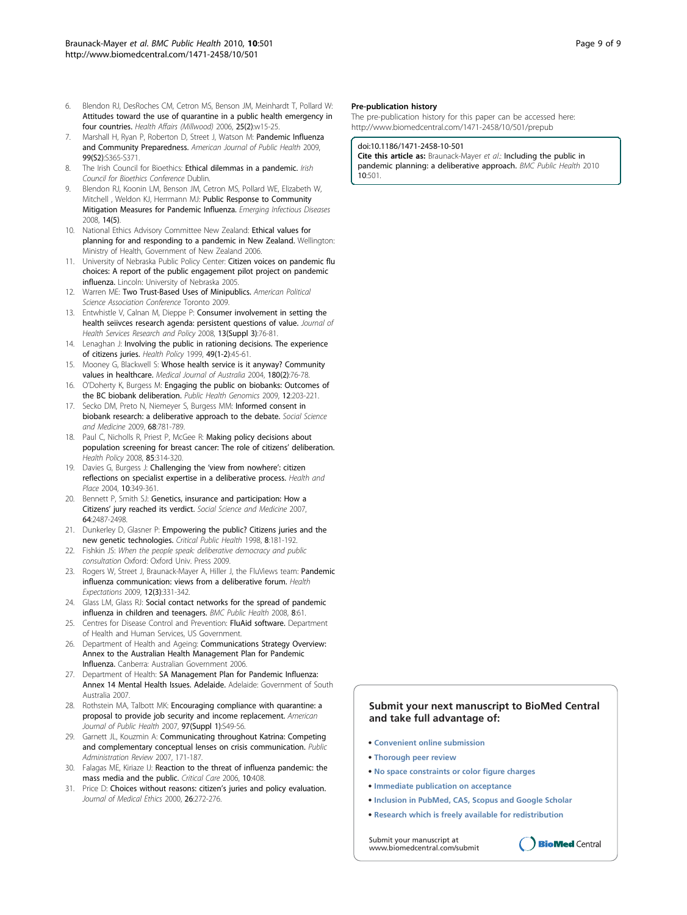6. Blendon RJ, DesRoches CM, Cetron MS, Benson JM, Meinhardt T, Pollard W: **Attitudes toward the use of quarantine in a public health emergency in four countries.** *Health Affairs (Millwood)* 2006, **25(2)**:w15-25.
7. Marshall H, Ryan P, Roberton D, Street J, Watson M: **Pandemic Influenza and Community Preparedness.** *American Journal of Public Health* 2009, **99(S2)**:S365-S371.
8. The Irish Council for Bioethics: **Ethical dilemmas in a pandemic.** *Irish Council for Bioethics Conference* Dublin.
9. Blendon RJ, Koonin LM, Benson JM, Cetron MS, Pollard WE, Elizabeth W, Mitchell , Weldon KJ, Herrmann MJ: **Public Response to Community Mitigation Measures for Pandemic Influenza.** *Emerging Infectious Diseases* 2008, **14(5)**.
10. National Ethics Advisory Committee New Zealand: **Ethical values for planning for and responding to a pandemic in New Zealand.** Wellington: Ministry of Health, Government of New Zealand 2006.
11. University of Nebraska Public Policy Center: **Citizen voices on pandemic flu choices: A report of the public engagement pilot project on pandemic influenza.** Lincoln: University of Nebraska 2005.
12. Warren ME: **Two Trust-Based Uses of Minipublics.** *American Political Science Association Conference* Toronto 2009.
13. Entwhistle V, Calnan M, Dieppe P: **Consumer involvement in setting the health seiivces research agenda: persistent questions of value.** *Journal of Health Services Research and Policy* 2008, **13(Suppl 3)**:76-81.
14. Lenaghan J: **Involving the public in rationing decisions. The experience of citizens juries.** *Health Policy* 1999, **49(1-2)**:45-61.
15. Mooney G, Blackwell S: **Whose health service is it anyway? Community values in healthcare.** *Medical Journal of Australia* 2004, **180(2)**:76-78.
16. O'Doherty K, Burgess M: **Engaging the public on biobanks: Outcomes of the BC biobank deliberation.** *Public Health Genomics* 2009, **12**:203-221.
17. Secko DM, Preto N, Niemeyer S, Burgess MM: **Informed consent in biobank research: a deliberative approach to the debate.** *Social Science and Medicine* 2009, **68**:781-789.
18. Paul C, Nicholls R, Priest P, McGee R: **Making policy decisions about population screening for breast cancer: The role of citizens' deliberation.** *Health Policy* 2008, **85**:314-320.
19. Davies G, Burgess J: **Challenging the 'view from nowhere': citizen reflections on specialist expertise in a deliberative process.** *Health and Place* 2004, **10**:349-361.
20. Bennett P, Smith SJ: **Genetics, insurance and participation: How a Citizens' jury reached its verdict.** *Social Science and Medicine* 2007, **64**:2487-2498.
21. Dunkerley D, Glasner P: **Empowering the public? Citizens juries and the new genetic technologies.** *Critical Public Health* 1998, **8**:181-192.
22. Fishkin JS: *When the people speak: deliberative democracy and public consultation* Oxford: Oxford Univ. Press 2009.
23. Rogers W, Street J, Braunack-Mayer A, Hiller J, the FluViews team: **Pandemic influenza communication: views from a deliberative forum.** *Health Expectations* 2009, **12(3)**:331-342.
24. Glass LM, Glass RJ: **Social contact networks for the spread of pandemic influenza in children and teenagers.** *BMC Public Health* 2008, **8**:61.
25. Centres for Disease Control and Prevention: **FluAid software.** Department of Health and Human Services, US Government.
26. Department of Health and Ageing: **Communications Strategy Overview: Annex to the Australian Health Management Plan for Pandemic Influenza.** Canberra: Australian Government 2006.
27. Department of Health: **SA Management Plan for Pandemic Influenza: Annex 14 Mental Health Issues. Adelaide.** Adelaide: Government of South Australia 2007.
28. Rothstein MA, Talbott MK: **Encouraging compliance with quarantine: a proposal to provide job security and income replacement.** *American Journal of Public Health* 2007, **97(Suppl 1)**:S49-56.
29. Garnett JL, Kouzmin A: **Communicating throughout Katrina: Competing and complementary conceptual lenses on crisis communication.** *Public Administration Review* 2007, 171-187.
30. Falagas ME, Kiriaze IJ: **Reaction to the threat of influenza pandemic: the mass media and the public.** *Critical Care* 2006, **10**:408.
31. Price D: **Choices without reasons: citizen's juries and policy evaluation.** *Journal of Medical Ethics* 2000, **26**:272-276.

**Pre-publication history**

The pre-publication history for this paper can be accessed here: http://www.biomedcentral.com/1471-2458/10/501/prepub

doi:10.1186/1471-2458-10-501

**Cite this article as:** Braunack-Mayer *et al.*: Including the public in pandemic planning: a deliberative approach. *BMC Public Health* 2010 **10**:501.

**Submit your next manuscript to BioMed Central and take full advantage of:**

- **Convenient online submission**
- **Thorough peer review**
- **No space constraints or color figure charges**
- **Immediate publication on acceptance**
- **Inclusion in PubMed, CAS, Scopus and Google Scholar**
- **Research which is freely available for redistribution**

Submit your manuscript at www.biomedcentral.com/submit

BioMed Central